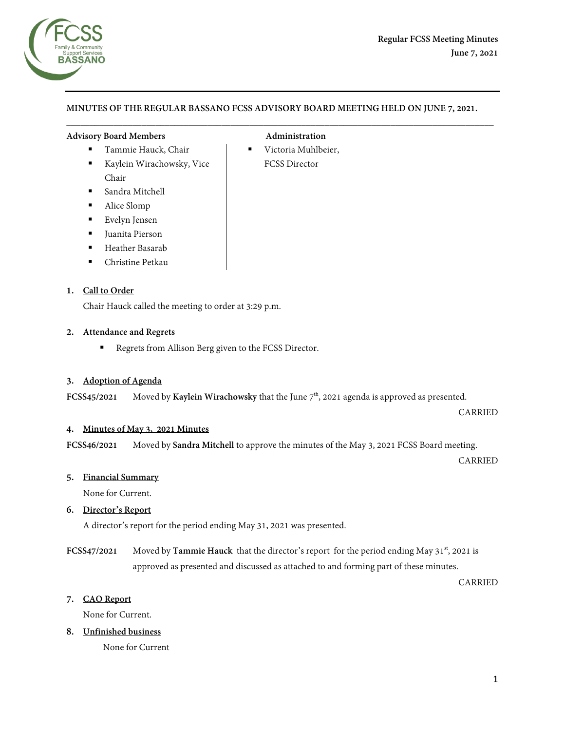**Regular FCSS Meeting Minutes**
**June 7, 2021**

**MINUTES OF THE REGULAR BASSANO FCSS ADVISORY BOARD MEETING HELD ON JUNE 7, 2021.**

**Advisory Board Members**

- Tammie Hauck, Chair
- Kaylein Wirachowsky, Vice Chair
- Sandra Mitchell
- Alice Slomp
- Evelyn Jensen
- Juanita Pierson
- Heather Basarab
- Christine Petkau

**Administration**

- Victoria Muhlbeier, FCSS Director

## 1. Call to Order

Chair Hauck called the meeting to order at 3:29 p.m.

## 2. Attendance and Regrets

- Regrets from Allison Berg given to the FCSS Director.

## 3. Adoption of Agenda

**FCSS45/2021** Moved by **Kaylein Wirachowsky** that the June 7th, 2021 agenda is approved as presented.

CARRIED

## 4. Minutes of May 3, 2021 Minutes

**FCSS46/2021** Moved by **Sandra Mitchell** to approve the minutes of the May 3, 2021 FCSS Board meeting.

CARRIED

## 5. Financial Summary

None for Current.

## 6. Director's Report

A director's report for the period ending May 31, 2021 was presented.

**FCSS47/2021** Moved by **Tammie Hauck** that the director's report for the period ending May 31st, 2021 is approved as presented and discussed as attached to and forming part of these minutes.

CARRIED

## 7. CAO Report

None for Current.

## 8. Unfinished business

None for Current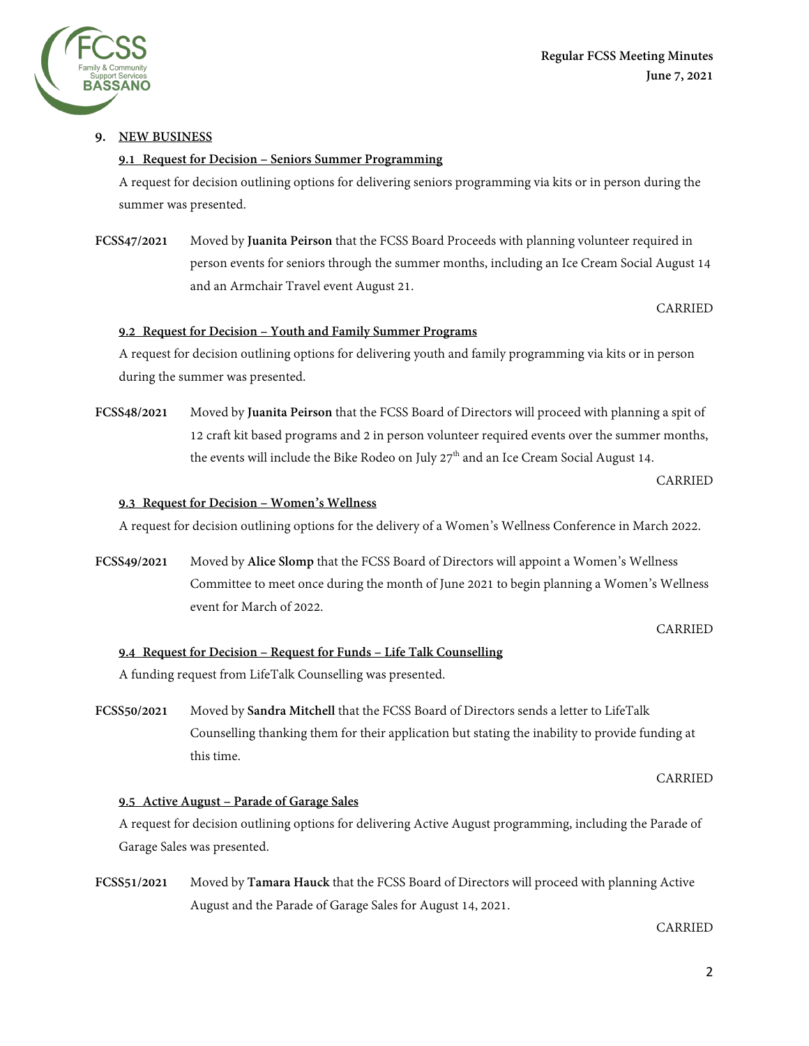## 9. NEW BUSINESS

### 9.1 Request for Decision – Seniors Summer Programming

A request for decision outlining options for delivering seniors programming via kits or in person during the summer was presented.

**FCSS47/2021** Moved by **Juanita Peirson** that the FCSS Board Proceeds with planning volunteer required in person events for seniors through the summer months, including an Ice Cream Social August 14 and an Armchair Travel event August 21.

CARRIED

### 9.2 Request for Decision – Youth and Family Summer Programs

A request for decision outlining options for delivering youth and family programming via kits or in person during the summer was presented.

**FCSS48/2021** Moved by **Juanita Peirson** that the FCSS Board of Directors will proceed with planning a spit of 12 craft kit based programs and 2 in person volunteer required events over the summer months, the events will include the Bike Rodeo on July 27th and an Ice Cream Social August 14.

CARRIED

### 9.3 Request for Decision – Women's Wellness

A request for decision outlining options for the delivery of a Women's Wellness Conference in March 2022.

**FCSS49/2021** Moved by **Alice Slomp** that the FCSS Board of Directors will appoint a Women's Wellness Committee to meet once during the month of June 2021 to begin planning a Women's Wellness event for March of 2022.

CARRIED

### 9.4 Request for Decision – Request for Funds – Life Talk Counselling

A funding request from LifeTalk Counselling was presented.

**FCSS50/2021** Moved by **Sandra Mitchell** that the FCSS Board of Directors sends a letter to LifeTalk Counselling thanking them for their application but stating the inability to provide funding at this time.

CARRIED

### 9.5 Active August – Parade of Garage Sales

A request for decision outlining options for delivering Active August programming, including the Parade of Garage Sales was presented.

**FCSS51/2021** Moved by **Tamara Hauck** that the FCSS Board of Directors will proceed with planning Active August and the Parade of Garage Sales for August 14, 2021.

CARRIED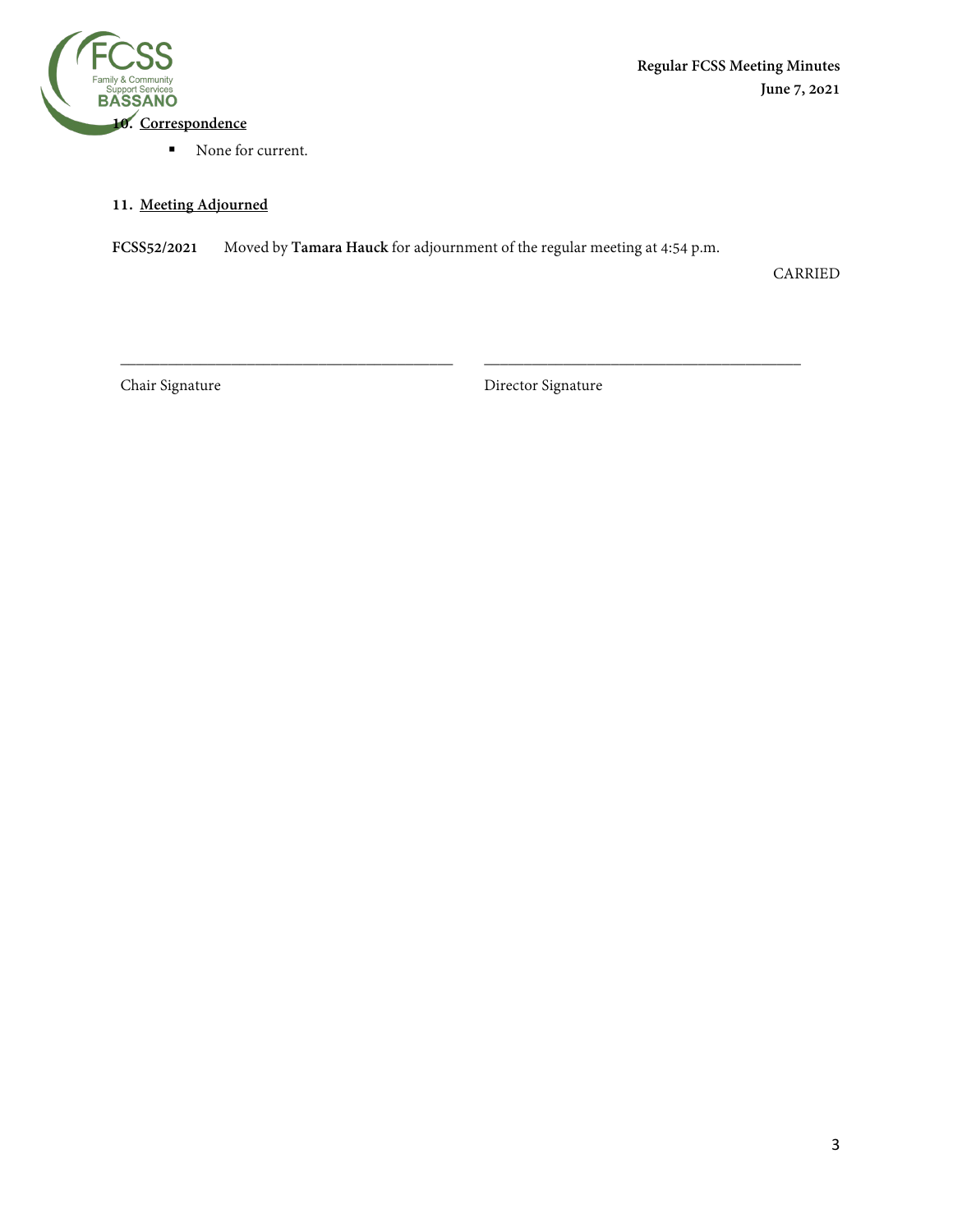**10. Correspondence**

- None for current.

**11. Meeting Adjourned**

**FCSS52/2021** Moved by **Tamara Hauck** for adjournment of the regular meeting at 4:54 p.m.

CARRIED

\_\_\_\_\_\_\_\_\_\_\_\_\_\_\_\_\_\_\_\_\_\_\_\_\_\_\_\_\_\_\_\_\_\_\_\_\_\_\_\_\_\_\_\_ \_\_\_\_\_\_\_\_\_\_\_\_\_\_\_\_\_\_\_\_\_\_\_\_\_\_\_\_\_\_\_\_\_\_\_\_\_\_\_\_\_\_\_\_

Chair Signature Director Signature